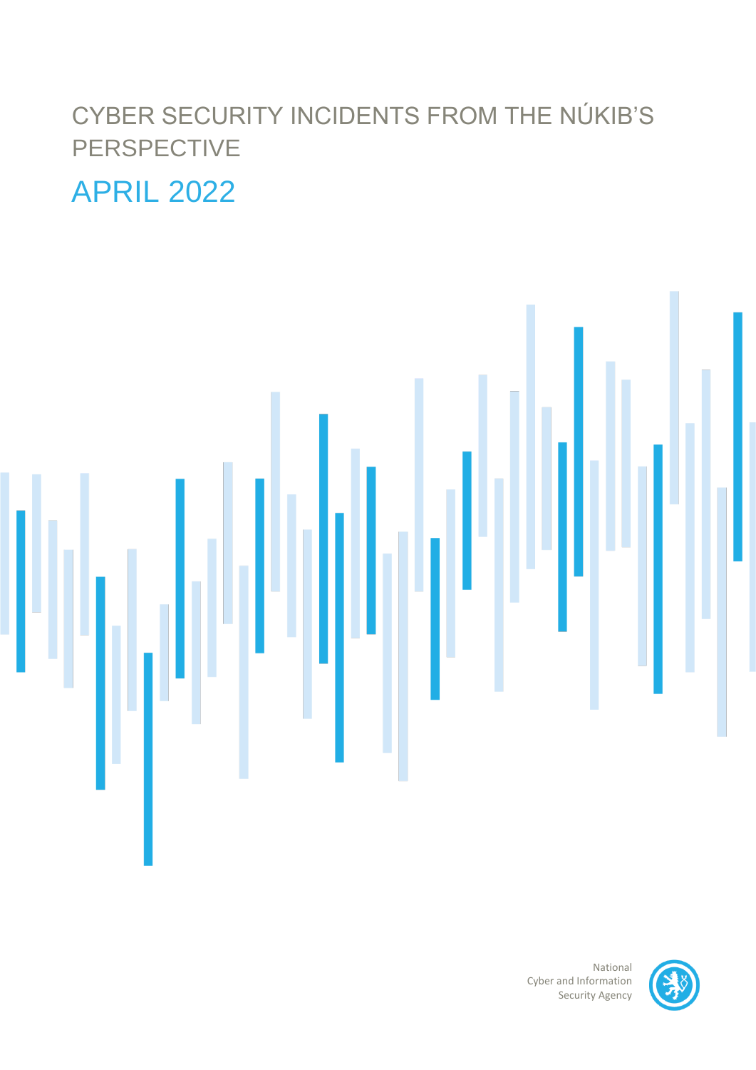# CYBER SECURITY INCIDENTS FROM THE NÚKIB'S PERSPECTIVE

## APRIL 2022

National Cyber and Information Security Agency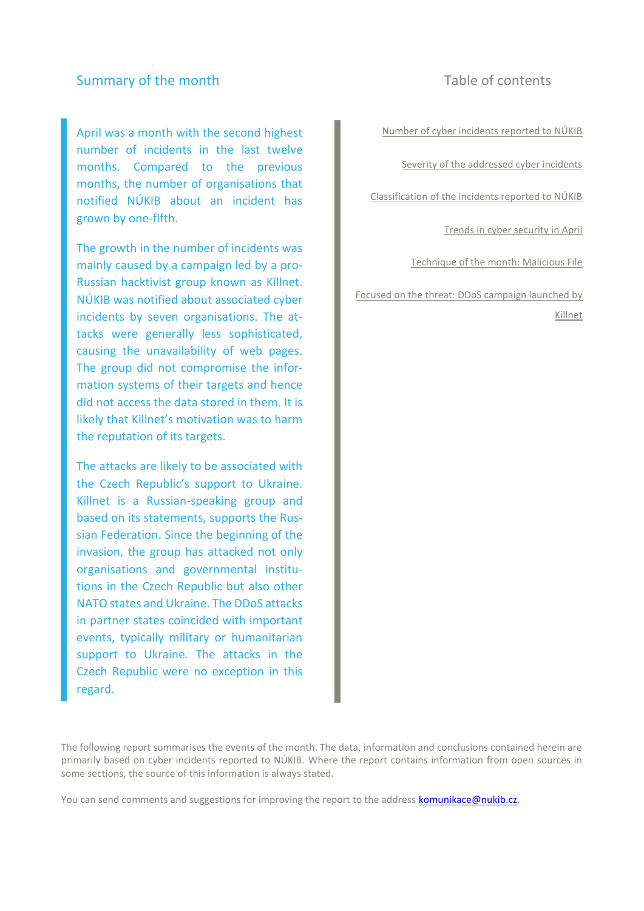## Summary of the month

April was a month with the second highest number of incidents in the last twelve months. Compared to the previous months, the number of organisations that notified NÚKIB about an incident has grown by one-fifth.

The growth in the number of incidents was mainly caused by a campaign led by a pro-Russian hacktivist group known as Killnet. NÚKIB was notified about associated cyber incidents by seven organisations. The attacks were generally less sophisticated, causing the unavailability of web pages. The group did not compromise the information systems of their targets and hence did not access the data stored in them. It is likely that Killnet's motivation was to harm the reputation of its targets.

The attacks are likely to be associated with the Czech Republic's support to Ukraine. Killnet is a Russian-speaking group and based on its statements, supports the Russian Federation. Since the beginning of the invasion, the group has attacked not only organisations and governmental institutions in the Czech Republic but also other NATO states and Ukraine. The DDoS attacks in partner states coincided with important events, typically military or humanitarian support to Ukraine. The attacks in the Czech Republic were no exception in this regard.

## Table of contents

- Number of cyber incidents reported to NÚKIB
- Severity of the addressed cyber incidents
- Classification of the incidents reported to NÚKIB
- Trends in cyber security in April
- Technique of the month: Malicious File
- Focused on the threat: DDoS campaign launched by Killnet

The following report summarises the events of the month. The data, information and conclusions contained herein are primarily based on cyber incidents reported to NÚKIB. Where the report contains information from open sources in some sections, the source of this information is always stated.

You can send comments and suggestions for improving the report to the address komunikace@nukib.cz.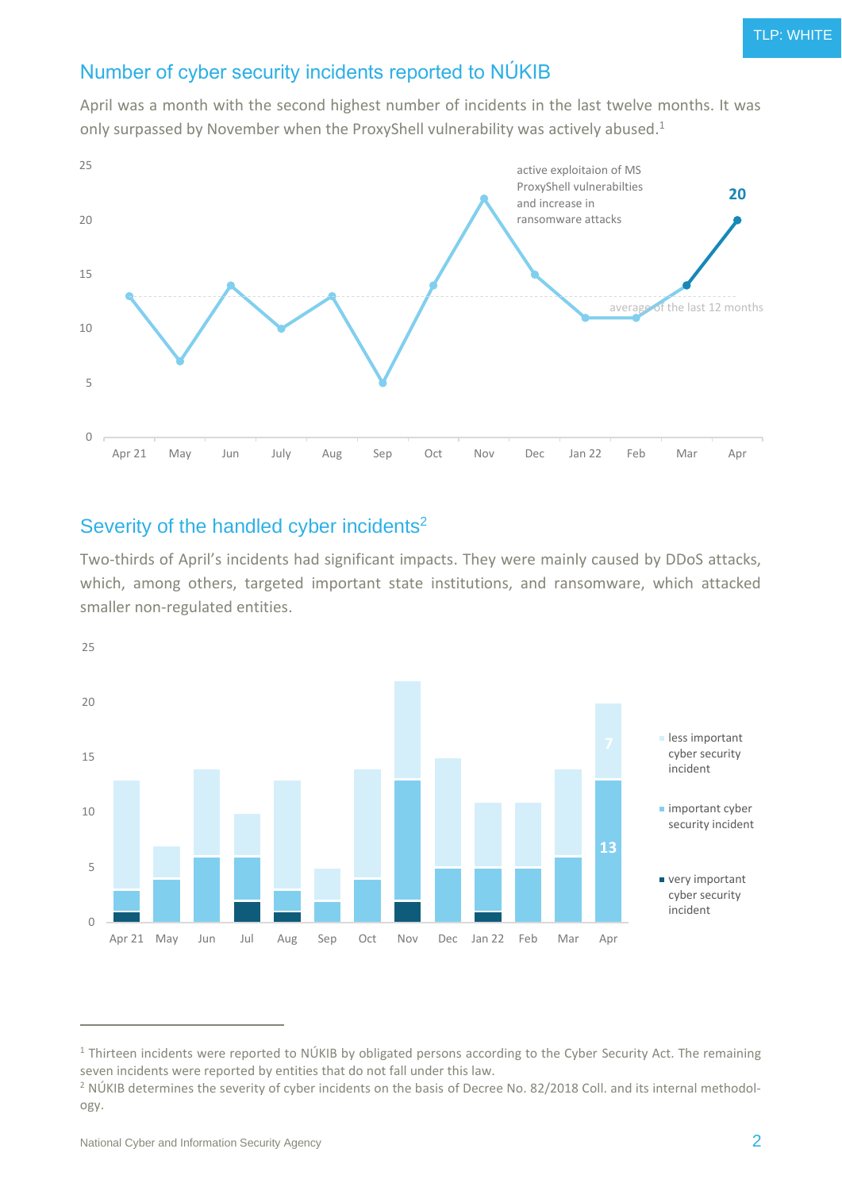## Number of cyber security incidents reported to NÚKIB

April was a month with the second highest number of incidents in the last twelve months. It was only surpassed by November when the ProxyShell vulnerability was actively abused.[1]

## Severity of the handled cyber incidents[2]

Two-thirds of April's incidents had significant impacts. They were mainly caused by DDoS attacks, which, among others, targeted important state institutions, and ransomware, which attacked smaller non-regulated entities.

[1] Thirteen incidents were reported to NÚKIB by obligated persons according to the Cyber Security Act. The remaining seven incidents were reported by entities that do not fall under this law.

[2] NÚKIB determines the severity of cyber incidents on the basis of Decree No. 82/2018 Coll. and its internal methodology.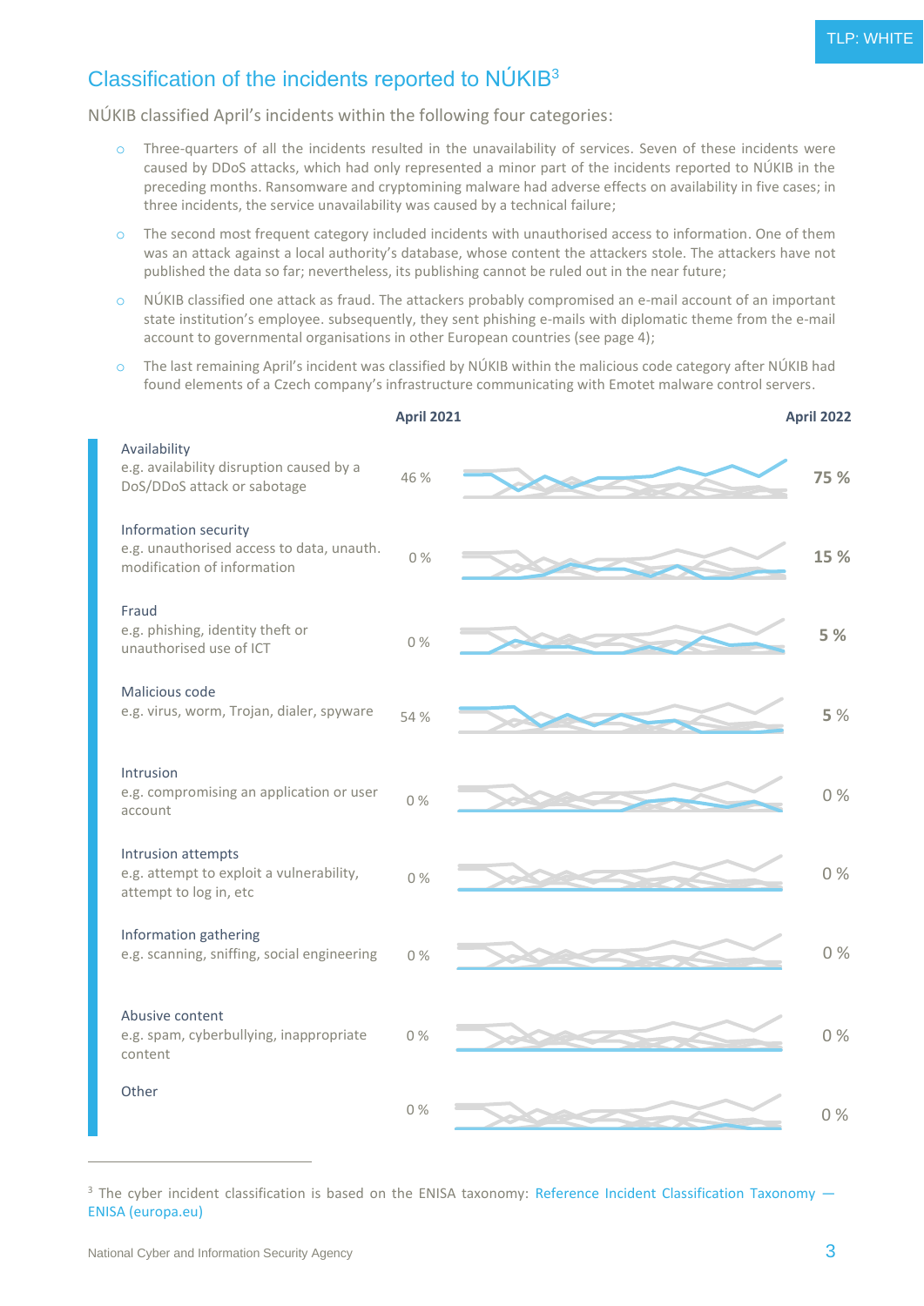## Classification of the incidents reported to NÚKIB[3]

NÚKIB classified April's incidents within the following four categories:

- Three-quarters of all the incidents resulted in the unavailability of services. Seven of these incidents were caused by DDoS attacks, which had only represented a minor part of the incidents reported to NÚKIB in the preceding months. Ransomware and cryptomining malware had adverse effects on availability in five cases; in three incidents, the service unavailability was caused by a technical failure;
- The second most frequent category included incidents with unauthorised access to information. One of them was an attack against a local authority's database, whose content the attackers stole. The attackers have not published the data so far; nevertheless, its publishing cannot be ruled out in the near future;
- NÚKIB classified one attack as fraud. The attackers probably compromised an e-mail account of an important state institution's employee. subsequently, they sent phishing e-mails with diplomatic theme from the e-mail account to governmental organisations in other European countries (see page 4);
- The last remaining April's incident was classified by NÚKIB within the malicious code category after NÚKIB had found elements of a Czech company's infrastructure communicating with Emotet malware control servers.

| Category | April 2021 | April 2022 |
|---|---|---|
| Availability<br>e.g. availability disruption caused by a DoS/DDoS attack or sabotage | 46 % | **75 %** |
| Information security<br>e.g. unauthorised access to data, unauth. modification of information | 0 % | **15 %** |
| Fraud<br>e.g. phishing, identity theft or unauthorised use of ICT | 0 % | **5 %** |
| Malicious code<br>e.g. virus, worm, Trojan, dialer, spyware | 54 % | **5 %** |
| Intrusion<br>e.g. compromising an application or user account | 0 % | 0 % |
| Intrusion attempts<br>e.g. attempt to exploit a vulnerability, attempt to log in, etc | 0 % | 0 % |
| Information gathering<br>e.g. scanning, sniffing, social engineering | 0 % | 0 % |
| Abusive content<br>e.g. spam, cyberbullying, inappropriate content | 0 % | 0 % |
| Other | 0 % | 0 % |

---

[3] The cyber incident classification is based on the ENISA taxonomy: Reference Incident Classification Taxonomy — ENISA (europa.eu)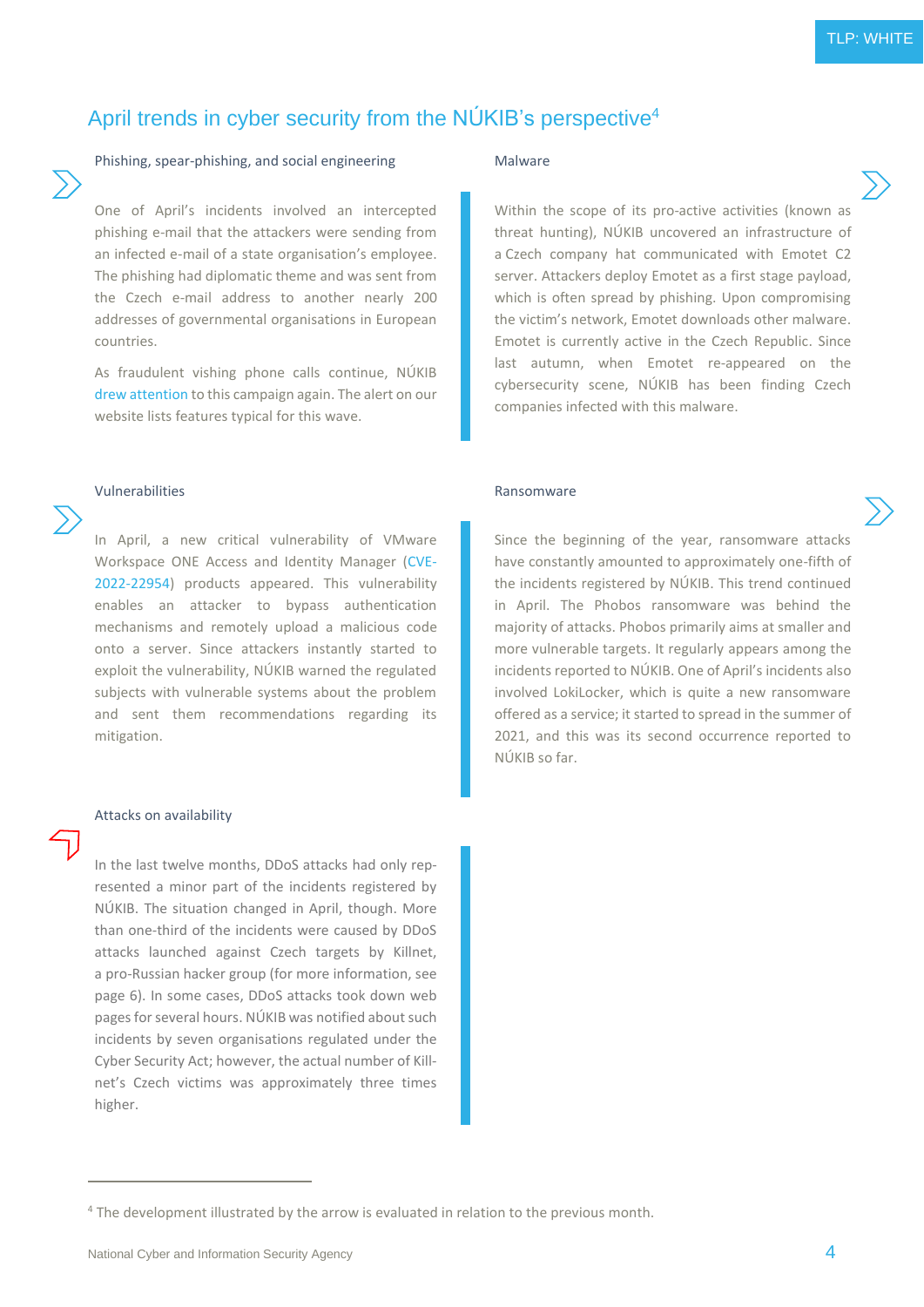# April trends in cyber security from the NÚKIB's perspective[4]

### Phishing, spear-phishing, and social engineering

One of April's incidents involved an intercepted phishing e-mail that the attackers were sending from an infected e-mail of a state organisation's employee. The phishing had diplomatic theme and was sent from the Czech e-mail address to another nearly 200 addresses of governmental organisations in European countries.

As fraudulent vishing phone calls continue, NÚKIB drew attention to this campaign again. The alert on our website lists features typical for this wave.

### Malware

Within the scope of its pro-active activities (known as threat hunting), NÚKIB uncovered an infrastructure of a Czech company hat communicated with Emotet C2 server. Attackers deploy Emotet as a first stage payload, which is often spread by phishing. Upon compromising the victim's network, Emotet downloads other malware. Emotet is currently active in the Czech Republic. Since last autumn, when Emotet re-appeared on the cybersecurity scene, NÚKIB has been finding Czech companies infected with this malware.

### Vulnerabilities

In April, a new critical vulnerability of VMware Workspace ONE Access and Identity Manager (CVE-2022-22954) products appeared. This vulnerability enables an attacker to bypass authentication mechanisms and remotely upload a malicious code onto a server. Since attackers instantly started to exploit the vulnerability, NÚKIB warned the regulated subjects with vulnerable systems about the problem and sent them recommendations regarding its mitigation.

### Ransomware

Since the beginning of the year, ransomware attacks have constantly amounted to approximately one-fifth of the incidents registered by NÚKIB. This trend continued in April. The Phobos ransomware was behind the majority of attacks. Phobos primarily aims at smaller and more vulnerable targets. It regularly appears among the incidents reported to NÚKIB. One of April's incidents also involved LokiLocker, which is quite a new ransomware offered as a service; it started to spread in the summer of 2021, and this was its second occurrence reported to NÚKIB so far.

### Attacks on availability

In the last twelve months, DDoS attacks had only represented a minor part of the incidents registered by NÚKIB. The situation changed in April, though. More than one-third of the incidents were caused by DDoS attacks launched against Czech targets by Killnet, a pro-Russian hacker group (for more information, see page 6). In some cases, DDoS attacks took down web pages for several hours. NÚKIB was notified about such incidents by seven organisations regulated under the Cyber Security Act; however, the actual number of Killnet's Czech victims was approximately three times higher.

---

[4] The development illustrated by the arrow is evaluated in relation to the previous month.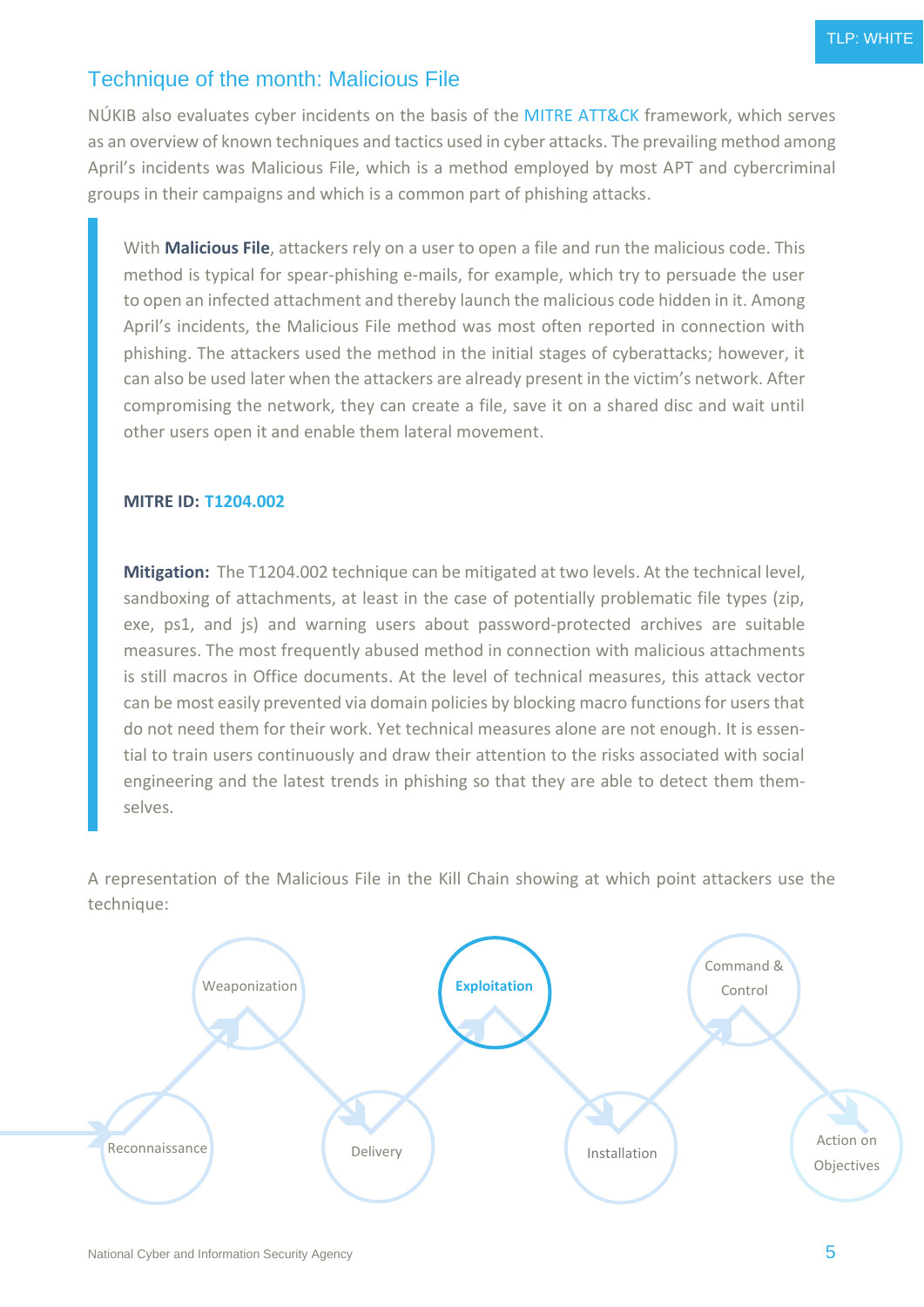## Technique of the month: Malicious File

NÚKIB also evaluates cyber incidents on the basis of the MITRE ATT&CK framework, which serves as an overview of known techniques and tactics used in cyber attacks. The prevailing method among April's incidents was Malicious File, which is a method employed by most APT and cybercriminal groups in their campaigns and which is a common part of phishing attacks.

> With **Malicious File**, attackers rely on a user to open a file and run the malicious code. This method is typical for spear-phishing e-mails, for example, which try to persuade the user to open an infected attachment and thereby launch the malicious code hidden in it. Among April's incidents, the Malicious File method was most often reported in connection with phishing. The attackers used the method in the initial stages of cyberattacks; however, it can also be used later when the attackers are already present in the victim's network. After compromising the network, they can create a file, save it on a shared disc and wait until other users open it and enable them lateral movement.
>
> **MITRE ID: T1204.002**
>
> **Mitigation:** The T1204.002 technique can be mitigated at two levels. At the technical level, sandboxing of attachments, at least in the case of potentially problematic file types (zip, exe, ps1, and js) and warning users about password-protected archives are suitable measures. The most frequently abused method in connection with malicious attachments is still macros in Office documents. At the level of technical measures, this attack vector can be most easily prevented via domain policies by blocking macro functions for users that do not need them for their work. Yet technical measures alone are not enough. It is essential to train users continuously and draw their attention to the risks associated with social engineering and the latest trends in phishing so that they are able to detect them themselves.

A representation of the Malicious File in the Kill Chain showing at which point attackers use the technique:

Reconnaissance → Weaponization → Delivery → **Exploitation** → Installation → Command & Control → Action on Objectives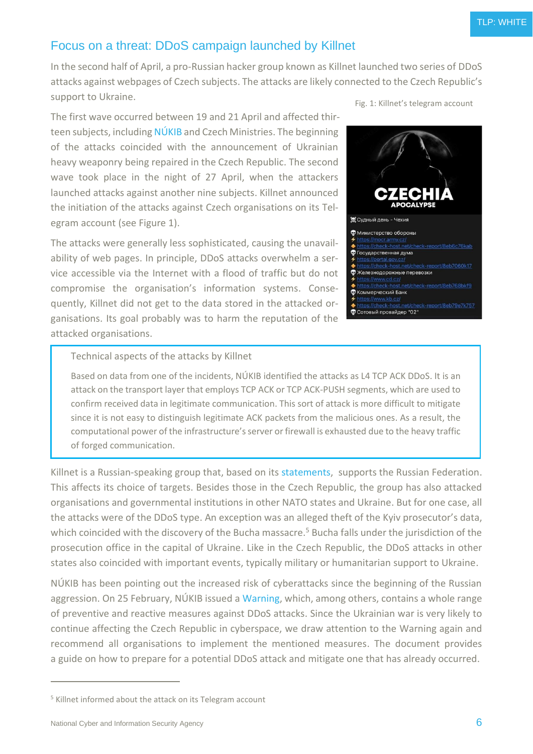## Focus on a threat: DDoS campaign launched by Killnet

In the second half of April, a pro-Russian hacker group known as Killnet launched two series of DDoS attacks against webpages of Czech subjects. The attacks are likely connected to the Czech Republic's support to Ukraine.

The first wave occurred between 19 and 21 April and affected thirteen subjects, including NÚKIB and Czech Ministries. The beginning of the attacks coincided with the announcement of Ukrainian heavy weaponry being repaired in the Czech Republic. The second wave took place in the night of 27 April, when the attackers launched attacks against another nine subjects. Killnet announced the initiation of the attacks against Czech organisations on its Telegram account (see Figure 1).

Fig. 1: Killnet's telegram account

The attacks were generally less sophisticated, causing the unavailability of web pages. In principle, DDoS attacks overwhelm a service accessible via the Internet with a flood of traffic but do not compromise the organisation's information systems. Consequently, Killnet did not get to the data stored in the attacked organisations. Its goal probably was to harm the reputation of the attacked organisations.

> **Technical aspects of the attacks by Killnet**
>
> Based on data from one of the incidents, NÚKIB identified the attacks as L4 TCP ACK DDoS. It is an attack on the transport layer that employs TCP ACK or TCP ACK-PUSH segments, which are used to confirm received data in legitimate communication. This sort of attack is more difficult to mitigate since it is not easy to distinguish legitimate ACK packets from the malicious ones. As a result, the computational power of the infrastructure's server or firewall is exhausted due to the heavy traffic of forged communication.

Killnet is a Russian-speaking group that, based on its statements, supports the Russian Federation. This affects its choice of targets. Besides those in the Czech Republic, the group has also attacked organisations and governmental institutions in other NATO states and Ukraine. But for one case, all the attacks were of the DDoS type. An exception was an alleged theft of the Kyiv prosecutor's data, which coincided with the discovery of the Bucha massacre.[5] Bucha falls under the jurisdiction of the prosecution office in the capital of Ukraine. Like in the Czech Republic, the DDoS attacks in other states also coincided with important events, typically military or humanitarian support to Ukraine.

NÚKIB has been pointing out the increased risk of cyberattacks since the beginning of the Russian aggression. On 25 February, NÚKIB issued a Warning, which, among others, contains a whole range of preventive and reactive measures against DDoS attacks. Since the Ukrainian war is very likely to continue affecting the Czech Republic in cyberspace, we draw attention to the Warning again and recommend all organisations to implement the mentioned measures. The document provides a guide on how to prepare for a potential DDoS attack and mitigate one that has already occurred.

---

[5] Killnet informed about the attack on its Telegram account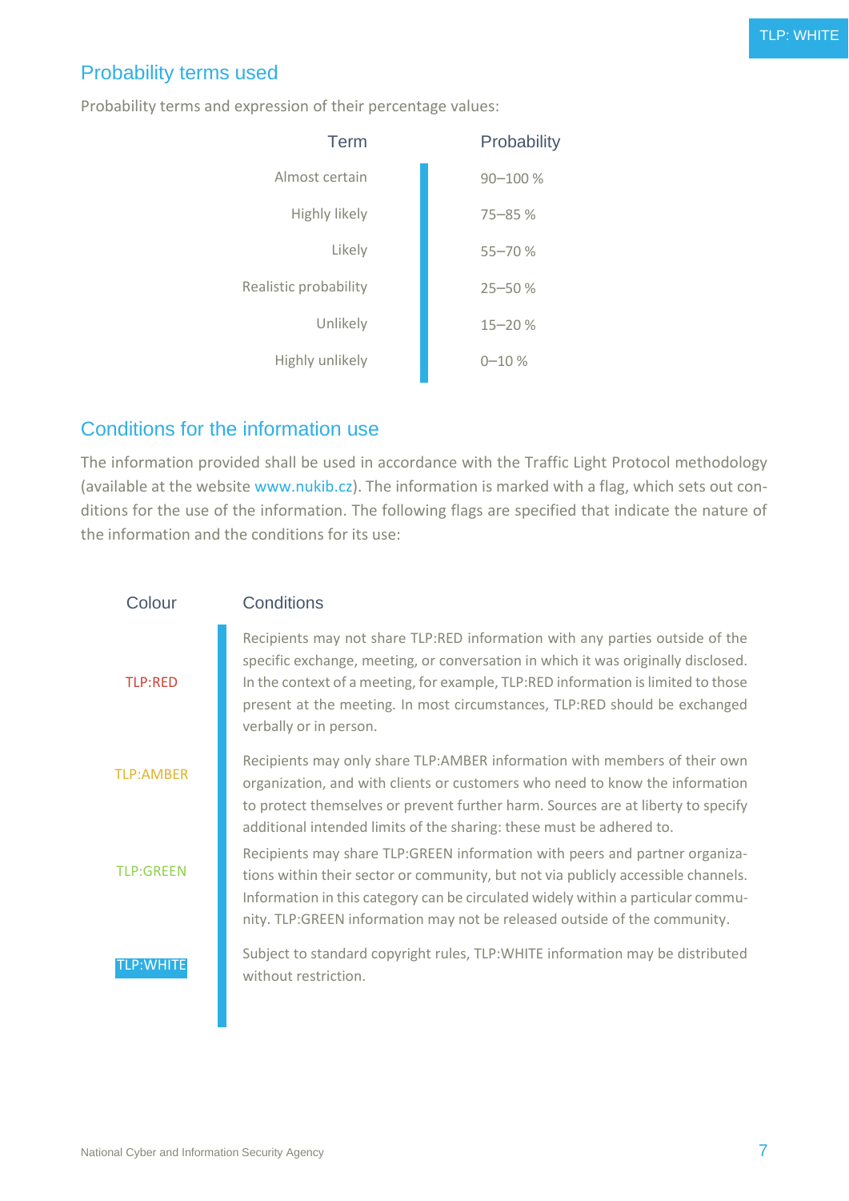## Probability terms used

Probability terms and expression of their percentage values:

| Term | Probability |
|---|---|
| Almost certain | 90–100 % |
| Highly likely | 75–85 % |
| Likely | 55–70 % |
| Realistic probability | 25–50 % |
| Unlikely | 15–20 % |
| Highly unlikely | 0–10 % |

## Conditions for the information use

The information provided shall be used in accordance with the Traffic Light Protocol methodology (available at the website www.nukib.cz). The information is marked with a flag, which sets out conditions for the use of the information. The following flags are specified that indicate the nature of the information and the conditions for its use:

| Colour | Conditions |
|---|---|
| TLP:RED | Recipients may not share TLP:RED information with any parties outside of the specific exchange, meeting, or conversation in which it was originally disclosed. In the context of a meeting, for example, TLP:RED information is limited to those present at the meeting. In most circumstances, TLP:RED should be exchanged verbally or in person. |
| TLP:AMBER | Recipients may only share TLP:AMBER information with members of their own organization, and with clients or customers who need to know the information to protect themselves or prevent further harm. Sources are at liberty to specify additional intended limits of the sharing: these must be adhered to. |
| TLP:GREEN | Recipients may share TLP:GREEN information with peers and partner organizations within their sector or community, but not via publicly accessible channels. Information in this category can be circulated widely within a particular community. TLP:GREEN information may not be released outside of the community. |
| TLP:WHITE | Subject to standard copyright rules, TLP:WHITE information may be distributed without restriction. |